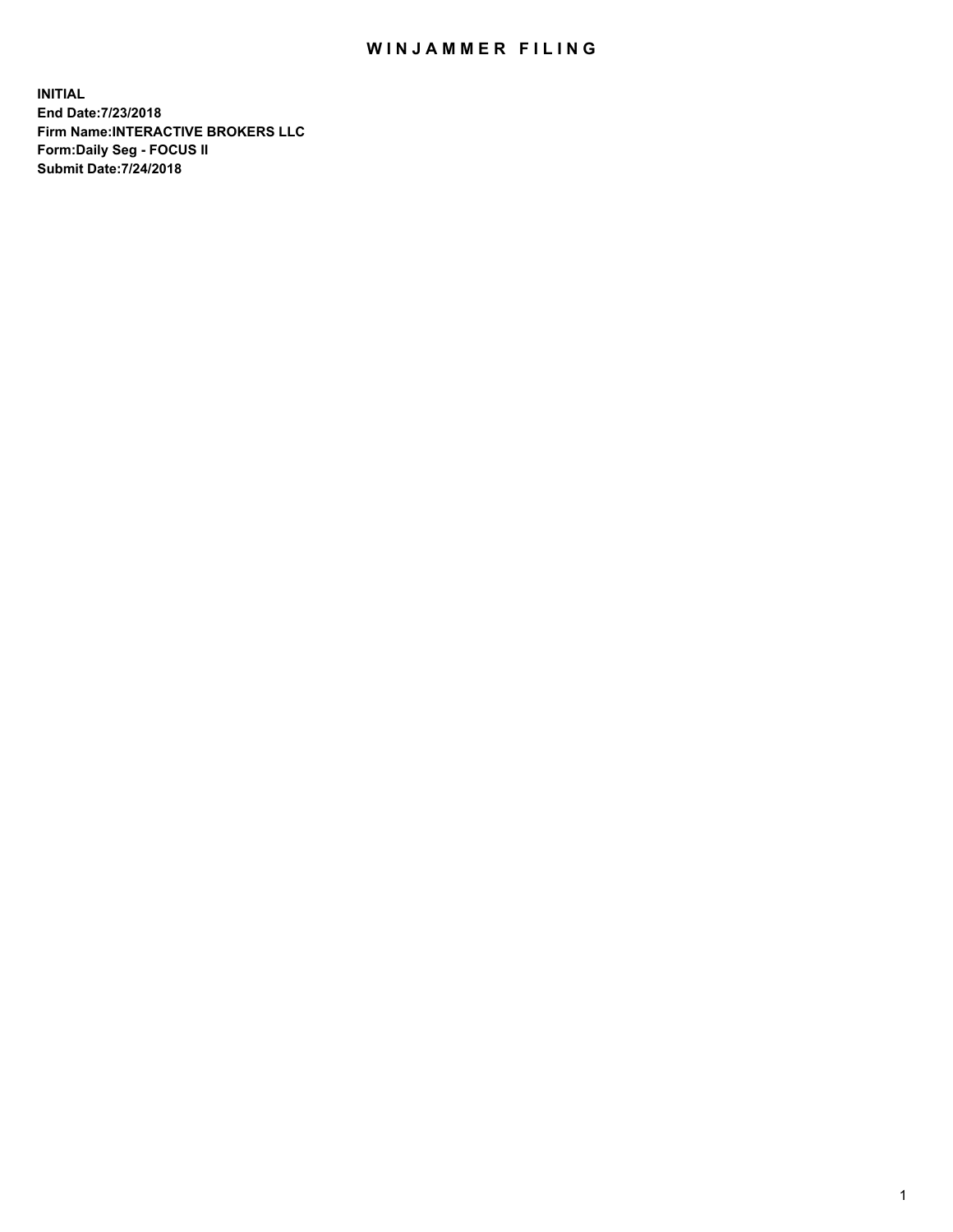# WINJAMMER FILING

**INITIAL**
**End Date:7/23/2018**
**Firm Name:INTERACTIVE BROKERS LLC**
**Form:Daily Seg - FOCUS II**
**Submit Date:7/24/2018**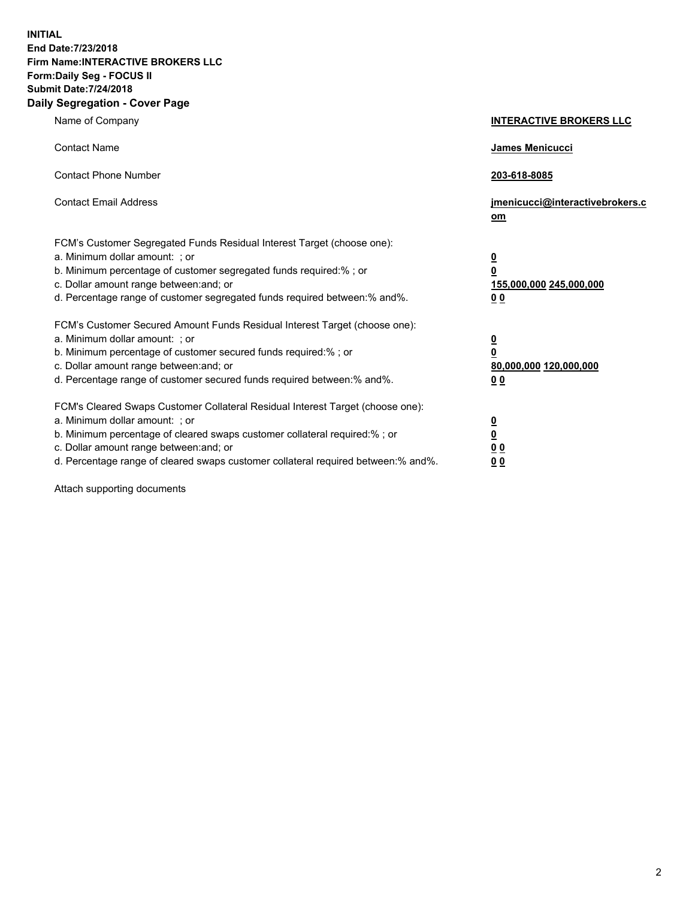**INITIAL**
**End Date:7/23/2018**
**Firm Name:INTERACTIVE BROKERS LLC**
**Form:Daily Seg - FOCUS II**
**Submit Date:7/24/2018**
**Daily Segregation - Cover Page**

| | |
|---|---|
| Name of Company | **INTERACTIVE BROKERS LLC** |
| Contact Name | **James Menicucci** |
| Contact Phone Number | **203-618-8085** |
| Contact Email Address | **jmenicucci@interactivebrokers.com** |

FCM's Customer Segregated Funds Residual Interest Target (choose one):

| | |
|---|---|
| a. Minimum dollar amount: ; or | **0** |
| b. Minimum percentage of customer segregated funds required:% ; or | **0** |
| c. Dollar amount range between:and; or | **155,000,000 245,000,000** |
| d. Percentage range of customer segregated funds required between:% and%. | **0 0** |

FCM's Customer Secured Amount Funds Residual Interest Target (choose one):

| | |
|---|---|
| a. Minimum dollar amount: ; or | **0** |
| b. Minimum percentage of customer secured funds required:% ; or | **0** |
| c. Dollar amount range between:and; or | **80,000,000 120,000,000** |
| d. Percentage range of customer secured funds required between:% and%. | **0 0** |

FCM's Cleared Swaps Customer Collateral Residual Interest Target (choose one):

| | |
|---|---|
| a. Minimum dollar amount: ; or | **0** |
| b. Minimum percentage of cleared swaps customer collateral required:% ; or | **0** |
| c. Dollar amount range between:and; or | **0 0** |
| d. Percentage range of cleared swaps customer collateral required between:% and%. | **0 0** |

Attach supporting documents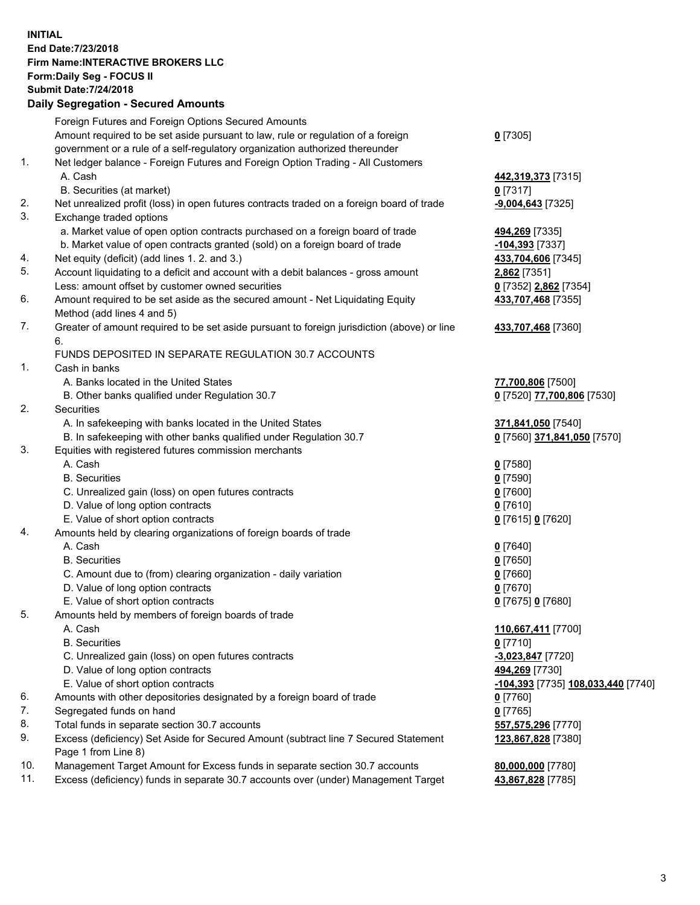**INITIAL**
**End Date:7/23/2018**
**Firm Name:INTERACTIVE BROKERS LLC**
**Form:Daily Seg - FOCUS II**
**Submit Date:7/24/2018**

## Daily Segregation - Secured Amounts

| | | |
|---|---|---|
| | Foreign Futures and Foreign Options Secured Amounts | |
| | Amount required to be set aside pursuant to law, rule or regulation of a foreign government or a rule of a self-regulatory organization authorized thereunder | **0** [7305] |
| 1. | Net ledger balance - Foreign Futures and Foreign Option Trading - All Customers | |
| | A. Cash | **442,319,373** [7315] |
| | B. Securities (at market) | **0** [7317] |
| 2. | Net unrealized profit (loss) in open futures contracts traded on a foreign board of trade | **-9,004,643** [7325] |
| 3. | Exchange traded options | |
| | a. Market value of open option contracts purchased on a foreign board of trade | **494,269** [7335] |
| | b. Market value of open contracts granted (sold) on a foreign board of trade | **-104,393** [7337] |
| 4. | Net equity (deficit) (add lines 1. 2. and 3.) | **433,704,606** [7345] |
| 5. | Account liquidating to a deficit and account with a debit balances - gross amount | **2,862** [7351] |
| | Less: amount offset by customer owned securities | **0** [7352] **2,862** [7354] |
| 6. | Amount required to be set aside as the secured amount - Net Liquidating Equity Method (add lines 4 and 5) | **433,707,468** [7355] |
| 7. | Greater of amount required to be set aside pursuant to foreign jurisdiction (above) or line 6. | **433,707,468** [7360] |
| | FUNDS DEPOSITED IN SEPARATE REGULATION 30.7 ACCOUNTS | |
| 1. | Cash in banks | |
| | A. Banks located in the United States | **77,700,806** [7500] |
| | B. Other banks qualified under Regulation 30.7 | **0** [7520] **77,700,806** [7530] |
| 2. | Securities | |
| | A. In safekeeping with banks located in the United States | **371,841,050** [7540] |
| | B. In safekeeping with other banks qualified under Regulation 30.7 | **0** [7560] **371,841,050** [7570] |
| 3. | Equities with registered futures commission merchants | |
| | A. Cash | **0** [7580] |
| | B. Securities | **0** [7590] |
| | C. Unrealized gain (loss) on open futures contracts | **0** [7600] |
| | D. Value of long option contracts | **0** [7610] |
| | E. Value of short option contracts | **0** [7615] **0** [7620] |
| 4. | Amounts held by clearing organizations of foreign boards of trade | |
| | A. Cash | **0** [7640] |
| | B. Securities | **0** [7650] |
| | C. Amount due to (from) clearing organization - daily variation | **0** [7660] |
| | D. Value of long option contracts | **0** [7670] |
| | E. Value of short option contracts | **0** [7675] **0** [7680] |
| 5. | Amounts held by members of foreign boards of trade | |
| | A. Cash | **110,667,411** [7700] |
| | B. Securities | **0** [7710] |
| | C. Unrealized gain (loss) on open futures contracts | **-3,023,847** [7720] |
| | D. Value of long option contracts | **494,269** [7730] |
| | E. Value of short option contracts | **-104,393** [7735] **108,033,440** [7740] |
| 6. | Amounts with other depositories designated by a foreign board of trade | **0** [7760] |
| 7. | Segregated funds on hand | **0** [7765] |
| 8. | Total funds in separate section 30.7 accounts | **557,575,296** [7770] |
| 9. | Excess (deficiency) Set Aside for Secured Amount (subtract line 7 Secured Statement Page 1 from Line 8) | **123,867,828** [7380] |
| 10. | Management Target Amount for Excess funds in separate section 30.7 accounts | **80,000,000** [7780] |
| 11. | Excess (deficiency) funds in separate 30.7 accounts over (under) Management Target | **43,867,828** [7785] |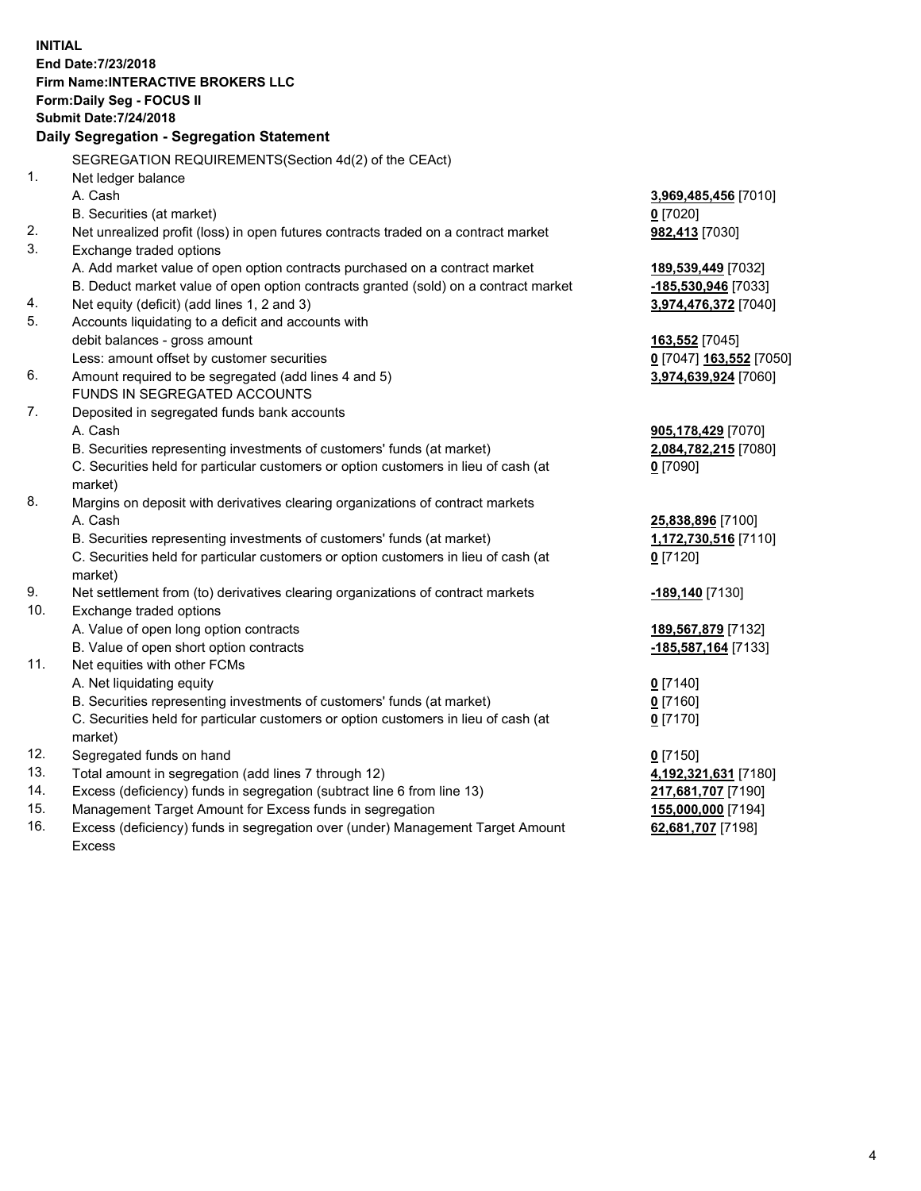**INITIAL**
**End Date:7/23/2018**
**Firm Name:INTERACTIVE BROKERS LLC**
**Form:Daily Seg - FOCUS II**
**Submit Date:7/24/2018**

**Daily Segregation - Segregation Statement**

SEGREGATION REQUIREMENTS(Section 4d(2) of the CEAct)

| | | |
|---|---|---|
| 1. | Net ledger balance | |
| | A. Cash | 3,969,485,456 [7010] |
| | B. Securities (at market) | 0 [7020] |
| 2. | Net unrealized profit (loss) in open futures contracts traded on a contract market | 982,413 [7030] |
| 3. | Exchange traded options | |
| | A. Add market value of open option contracts purchased on a contract market | 189,539,449 [7032] |
| | B. Deduct market value of open option contracts granted (sold) on a contract market | -185,530,946 [7033] |
| 4. | Net equity (deficit) (add lines 1, 2 and 3) | 3,974,476,372 [7040] |
| 5. | Accounts liquidating to a deficit and accounts with debit balances - gross amount | 163,552 [7045] |
| | Less: amount offset by customer securities | 0 [7047] 163,552 [7050] |
| 6. | Amount required to be segregated (add lines 4 and 5) | 3,974,639,924 [7060] |
| | FUNDS IN SEGREGATED ACCOUNTS | |
| 7. | Deposited in segregated funds bank accounts | |
| | A. Cash | 905,178,429 [7070] |
| | B. Securities representing investments of customers' funds (at market) | 2,084,782,215 [7080] |
| | C. Securities held for particular customers or option customers in lieu of cash (at market) | 0 [7090] |
| 8. | Margins on deposit with derivatives clearing organizations of contract markets | |
| | A. Cash | 25,838,896 [7100] |
| | B. Securities representing investments of customers' funds (at market) | 1,172,730,516 [7110] |
| | C. Securities held for particular customers or option customers in lieu of cash (at market) | 0 [7120] |
| 9. | Net settlement from (to) derivatives clearing organizations of contract markets | -189,140 [7130] |
| 10. | Exchange traded options | |
| | A. Value of open long option contracts | 189,567,879 [7132] |
| | B. Value of open short option contracts | -185,587,164 [7133] |
| 11. | Net equities with other FCMs | |
| | A. Net liquidating equity | 0 [7140] |
| | B. Securities representing investments of customers' funds (at market) | 0 [7160] |
| | C. Securities held for particular customers or option customers in lieu of cash (at market) | 0 [7170] |
| 12. | Segregated funds on hand | 0 [7150] |
| 13. | Total amount in segregation (add lines 7 through 12) | 4,192,321,631 [7180] |
| 14. | Excess (deficiency) funds in segregation (subtract line 6 from line 13) | 217,681,707 [7190] |
| 15. | Management Target Amount for Excess funds in segregation | 155,000,000 [7194] |
| 16. | Excess (deficiency) funds in segregation over (under) Management Target Amount Excess | 62,681,707 [7198] |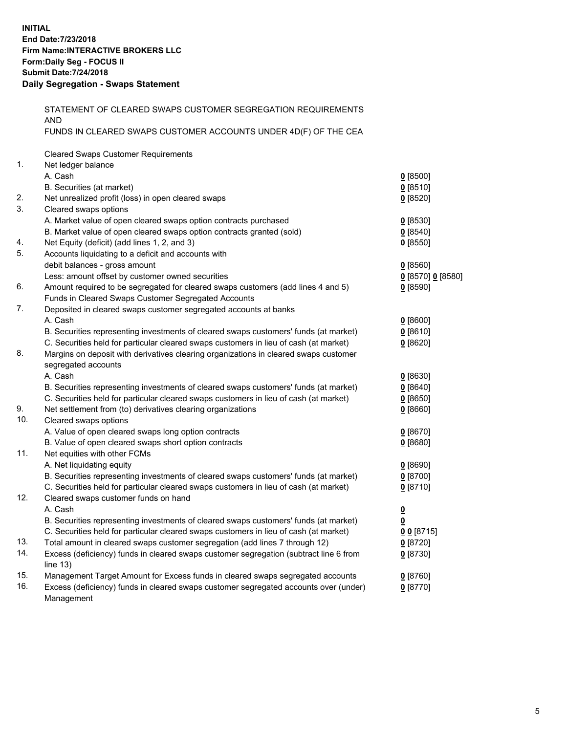**INITIAL**
**End Date:7/23/2018**
**Firm Name:INTERACTIVE BROKERS LLC**
**Form:Daily Seg - FOCUS II**
**Submit Date:7/24/2018**
**Daily Segregation - Swaps Statement**

STATEMENT OF CLEARED SWAPS CUSTOMER SEGREGATION REQUIREMENTS AND FUNDS IN CLEARED SWAPS CUSTOMER ACCOUNTS UNDER 4D(F) OF THE CEA

| | | |
|---|---|---|
| | Cleared Swaps Customer Requirements | |
| 1. | Net ledger balance | |
| | A. Cash | 0 [8500] |
| | B. Securities (at market) | 0 [8510] |
| 2. | Net unrealized profit (loss) in open cleared swaps | 0 [8520] |
| 3. | Cleared swaps options | |
| | A. Market value of open cleared swaps option contracts purchased | 0 [8530] |
| | B. Market value of open cleared swaps option contracts granted (sold) | 0 [8540] |
| 4. | Net Equity (deficit) (add lines 1, 2, and 3) | 0 [8550] |
| 5. | Accounts liquidating to a deficit and accounts with debit balances - gross amount | 0 [8560] |
| | Less: amount offset by customer owned securities | 0 [8570] 0 [8580] |
| 6. | Amount required to be segregated for cleared swaps customers (add lines 4 and 5) | 0 [8590] |
| | Funds in Cleared Swaps Customer Segregated Accounts | |
| 7. | Deposited in cleared swaps customer segregated accounts at banks | |
| | A. Cash | 0 [8600] |
| | B. Securities representing investments of cleared swaps customers' funds (at market) | 0 [8610] |
| | C. Securities held for particular cleared swaps customers in lieu of cash (at market) | 0 [8620] |
| 8. | Margins on deposit with derivatives clearing organizations in cleared swaps customer segregated accounts | |
| | A. Cash | 0 [8630] |
| | B. Securities representing investments of cleared swaps customers' funds (at market) | 0 [8640] |
| | C. Securities held for particular cleared swaps customers in lieu of cash (at market) | 0 [8650] |
| 9. | Net settlement from (to) derivatives clearing organizations | 0 [8660] |
| 10. | Cleared swaps options | |
| | A. Value of open cleared swaps long option contracts | 0 [8670] |
| | B. Value of open cleared swaps short option contracts | 0 [8680] |
| 11. | Net equities with other FCMs | |
| | A. Net liquidating equity | 0 [8690] |
| | B. Securities representing investments of cleared swaps customers' funds (at market) | 0 [8700] |
| | C. Securities held for particular cleared swaps customers in lieu of cash (at market) | 0 [8710] |
| 12. | Cleared swaps customer funds on hand | |
| | A. Cash | 0 |
| | B. Securities representing investments of cleared swaps customers' funds (at market) | 0 |
| | C. Securities held for particular cleared swaps customers in lieu of cash (at market) | 0 0 [8715] |
| 13. | Total amount in cleared swaps customer segregation (add lines 7 through 12) | 0 [8720] |
| 14. | Excess (deficiency) funds in cleared swaps customer segregation (subtract line 6 from line 13) | 0 [8730] |
| 15. | Management Target Amount for Excess funds in cleared swaps segregated accounts | 0 [8760] |
| 16. | Excess (deficiency) funds in cleared swaps customer segregated accounts over (under) Management | 0 [8770] |